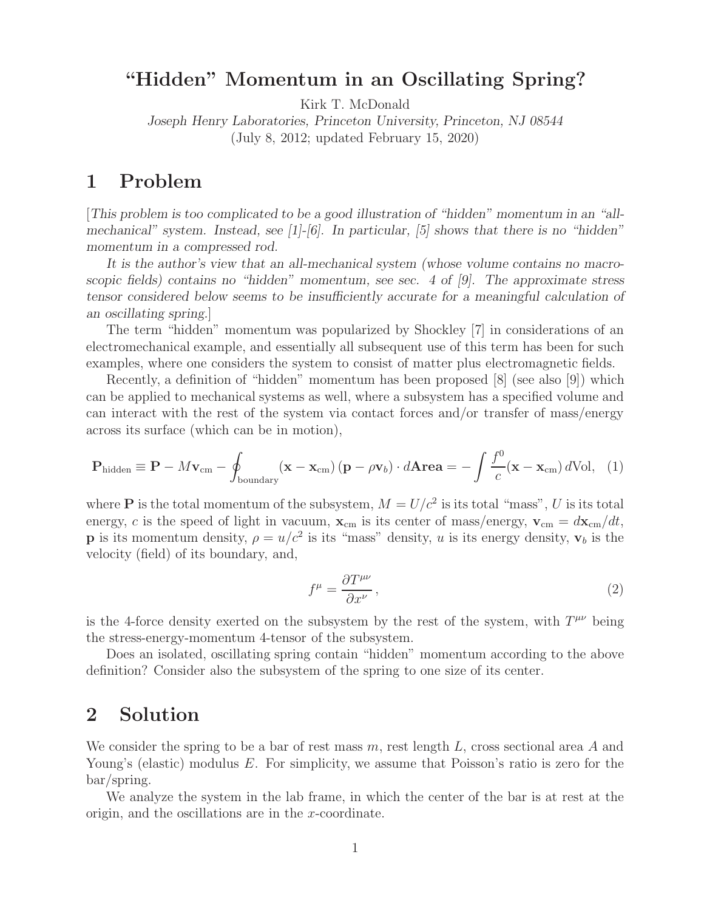# "Hidden" Momentum in an Oscillating Spring?

Kirk T. McDonald

*Joseph Henry Laboratories, Princeton University, Princeton, NJ 08544*

(July 8, 2012; updated February 15, 2020)

## 1 Problem

[*This problem is too complicated to be a good illustration of "hidden" momentum in an "all-mechanical" system. Instead, see [1]-[6]. In particular, [5] shows that there is no "hidden" momentum in a compressed rod.*

*It is the author's view that an all-mechanical system (whose volume contains no macroscopic fields) contains no "hidden" momentum, see sec. 4 of [9]. The approximate stress tensor considered below seems to be insufficiently accurate for a meaningful calculation of an oscillating spring.*]

The term "hidden" momentum was popularized by Shockley [7] in considerations of an electromechanical example, and essentially all subsequent use of this term has been for such examples, where one considers the system to consist of matter plus electromagnetic fields.

Recently, a definition of "hidden" momentum has been proposed [8] (see also [9]) which can be applied to mechanical systems as well, where a subsystem has a specified volume and can interact with the rest of the system via contact forces and/or transfer of mass/energy across its surface (which can be in motion),

$$\mathbf{P}_{\rm hidden} \equiv \mathbf{P} - M\mathbf{v}_{\rm cm} - \oint_{\rm boundary} (\mathbf{x} - \mathbf{x}_{\rm cm})\,(\mathbf{p} - \rho\mathbf{v}_b)\cdot d\mathbf{Area} = -\int \frac{f^0}{c}(\mathbf{x} - \mathbf{x}_{\rm cm})\,d{\rm Vol}, \quad (1)$$

where $\mathbf{P}$ is the total momentum of the subsystem, $M = U/c^2$ is its total "mass", $U$ is its total energy, $c$ is the speed of light in vacuum, $\mathbf{x}_{\rm cm}$ is its center of mass/energy, $\mathbf{v}_{\rm cm} = d\mathbf{x}_{\rm cm}/dt$, $\mathbf{p}$ is its momentum density, $\rho = u/c^2$ is its "mass" density, $u$ is its energy density, $\mathbf{v}_b$ is the velocity (field) of its boundary, and,

$$f^\mu = \frac{\partial T^{\mu\nu}}{\partial x^\nu}\,, \quad (2)$$

is the 4-force density exerted on the subsystem by the rest of the system, with $T^{\mu\nu}$ being the stress-energy-momentum 4-tensor of the subsystem.

Does an isolated, oscillating spring contain "hidden" momentum according to the above definition? Consider also the subsystem of the spring to one size of its center.

## 2 Solution

We consider the spring to be a bar of rest mass $m$, rest length $L$, cross sectional area $A$ and Young's (elastic) modulus $E$. For simplicity, we assume that Poisson's ratio is zero for the bar/spring.

We analyze the system in the lab frame, in which the center of the bar is at rest at the origin, and the oscillations are in the $x$-coordinate.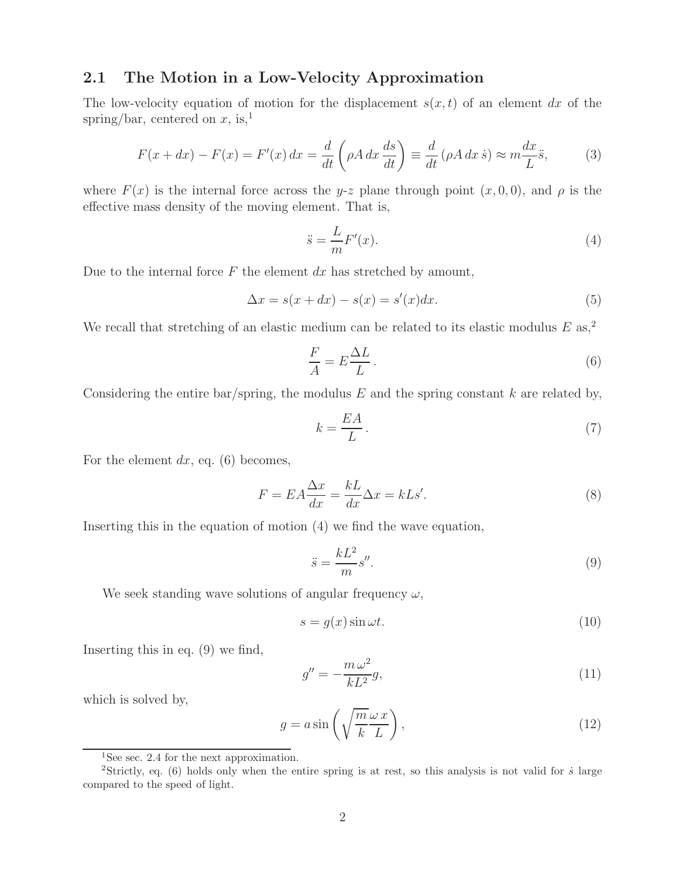## 2.1 The Motion in a Low-Velocity Approximation

The low-velocity equation of motion for the displacement $s(x,t)$ of an element $dx$ of the spring/bar, centered on $x$, is,[1]

$$F(x+dx) - F(x) = F'(x)\,dx = \frac{d}{dt}\left(\rho A\,dx\,\frac{ds}{dt}\right) \equiv \frac{d}{dt}\left(\rho A\,dx\,\dot{s}\right) \approx m\frac{dx}{L}\ddot{s}, \tag{3}$$

where $F(x)$ is the internal force across the $y$-$z$ plane through point $(x,0,0)$, and $\rho$ is the effective mass density of the moving element. That is,

$$\ddot{s} = \frac{L}{m}F'(x). \tag{4}$$

Due to the internal force $F$ the element $dx$ has stretched by amount,

$$\Delta x = s(x+dx) - s(x) = s'(x)dx. \tag{5}$$

We recall that stretching of an elastic medium can be related to its elastic modulus $E$ as,[2]

$$\frac{F}{A} = E\frac{\Delta L}{L}\,. \tag{6}$$

Considering the entire bar/spring, the modulus $E$ and the spring constant $k$ are related by,

$$k = \frac{EA}{L}\,. \tag{7}$$

For the element $dx$, eq. (6) becomes,

$$F = EA\frac{\Delta x}{dx} = \frac{kL}{dx}\Delta x = kLs'. \tag{8}$$

Inserting this in the equation of motion (4) we find the wave equation,

$$\ddot{s} = \frac{kL^2}{m}s''. \tag{9}$$

We seek standing wave solutions of angular frequency $\omega$,

$$s = g(x)\sin\omega t. \tag{10}$$

Inserting this in eq. (9) we find,

$$g'' = -\frac{m\,\omega^2}{kL^2}g, \tag{11}$$

which is solved by,

$$g = a\sin\left(\sqrt{\frac{m}{k}}\frac{\omega\,x}{L}\right), \tag{12}$$

[1] See sec. 2.4 for the next approximation.

[2] Strictly, eq. (6) holds only when the entire spring is at rest, so this analysis is not valid for $\dot{s}$ large compared to the speed of light.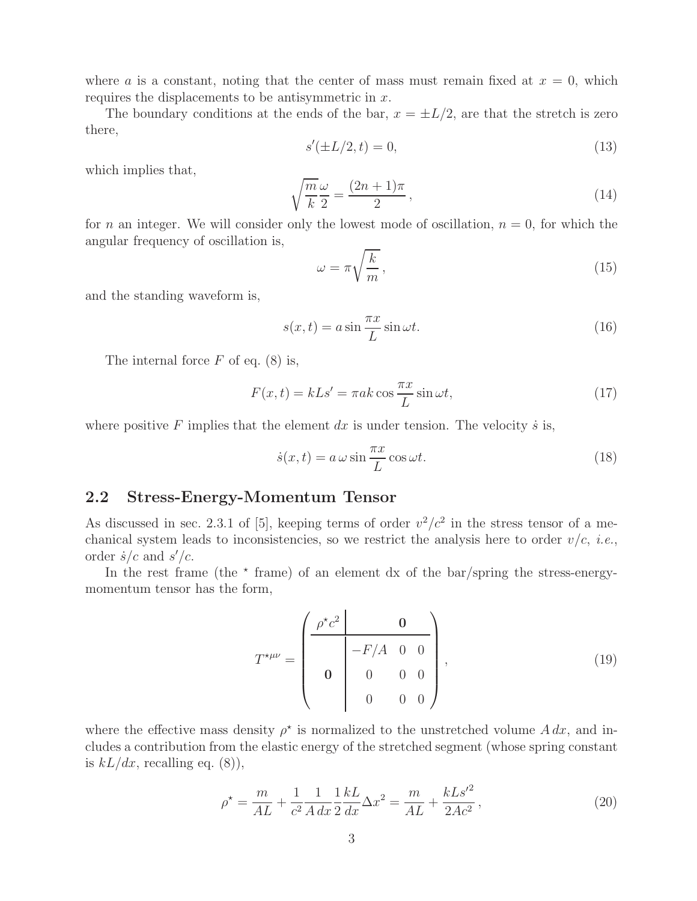where $a$ is a constant, noting that the center of mass must remain fixed at $x = 0$, which requires the displacements to be antisymmetric in $x$.

The boundary conditions at the ends of the bar, $x = \pm L/2$, are that the stretch is zero there,

$$s'(\pm L/2, t) = 0, \tag{13}$$

which implies that,

$$\sqrt{\frac{m}{k}}\frac{\omega}{2} = \frac{(2n+1)\pi}{2}, \tag{14}$$

for $n$ an integer. We will consider only the lowest mode of oscillation, $n = 0$, for which the angular frequency of oscillation is,

$$\omega = \pi\sqrt{\frac{k}{m}}, \tag{15}$$

and the standing waveform is,

$$s(x,t) = a \sin\frac{\pi x}{L}\sin\omega t. \tag{16}$$

The internal force $F$ of eq. (8) is,

$$F(x,t) = kLs' = \pi a k \cos\frac{\pi x}{L}\sin\omega t, \tag{17}$$

where positive $F$ implies that the element $dx$ is under tension. The velocity $\dot{s}$ is,

$$\dot{s}(x,t) = a\,\omega \sin\frac{\pi x}{L}\cos\omega t. \tag{18}$$

## 2.2 Stress-Energy-Momentum Tensor

As discussed in sec. 2.3.1 of [5], keeping terms of order $v^2/c^2$ in the stress tensor of a mechanical system leads to inconsistencies, so we restrict the analysis here to order $v/c$, *i.e.*, order $\dot{s}/c$ and $s'/c$.

In the rest frame (the $^\star$ frame) of an element dx of the bar/spring the stress-energy-momentum tensor has the form,

$$T^{\star\mu\nu} = \left(\begin{array}{c|ccc} \rho^\star c^2 & & \mathbf{0} & \\ \hline & -F/A & 0 & 0 \\ \mathbf{0} & 0 & 0 & 0 \\ & 0 & 0 & 0 \end{array}\right), \tag{19}$$

where the effective mass density $\rho^\star$ is normalized to the unstretched volume $A\,dx$, and includes a contribution from the elastic energy of the stretched segment (whose spring constant is $kL/dx$, recalling eq. (8)),

$$\rho^\star = \frac{m}{AL} + \frac{1}{c^2}\frac{1}{A\,dx}\frac{1}{2}\frac{kL}{dx}\Delta x^2 = \frac{m}{AL} + \frac{kLs'^2}{2Ac^2}, \tag{20}$$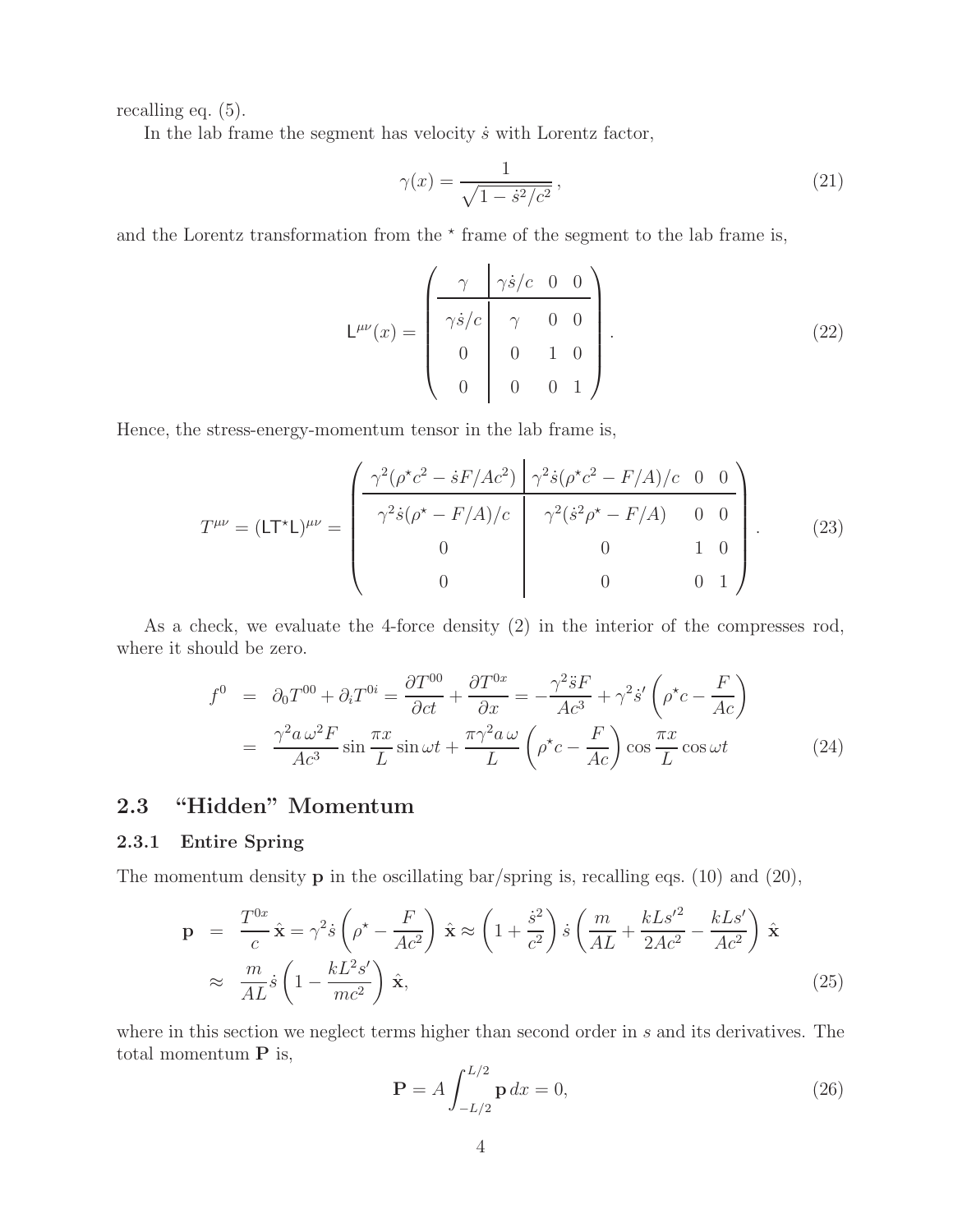recalling eq. (5).

In the lab frame the segment has velocity $\dot{s}$ with Lorentz factor,

$$\gamma(x) = \frac{1}{\sqrt{1 - \dot{s}^2/c^2}}\,, \tag{21}$$

and the Lorentz transformation from the $\star$ frame of the segment to the lab frame is,

$$\mathsf{L}^{\mu\nu}(x) = \left( \begin{array}{c|ccc} \gamma & \gamma\dot{s}/c & 0 & 0 \\ \hline \gamma\dot{s}/c & \gamma & 0 & 0 \\ 0 & 0 & 1 & 0 \\ 0 & 0 & 0 & 1 \end{array} \right). \tag{22}$$

Hence, the stress-energy-momentum tensor in the lab frame is,

$$T^{\mu\nu} = (\mathsf{L}T^\star\mathsf{L})^{\mu\nu} = \left( \begin{array}{c|ccc} \gamma^2(\rho^\star c^2 - \dot{s}F/Ac^2) & \gamma^2\dot{s}(\rho^\star c^2 - F/A)/c & 0 & 0 \\ \hline \gamma^2\dot{s}(\rho^\star - F/A)/c & \gamma^2(\dot{s}^2\rho^\star - F/A) & 0 & 0 \\ 0 & 0 & 1 & 0 \\ 0 & 0 & 0 & 1 \end{array} \right). \tag{23}$$

As a check, we evaluate the 4-force density (2) in the interior of the compresses rod, where it should be zero.

$$\begin{aligned} f^0 &= \partial_0 T^{00} + \partial_i T^{0i} = \frac{\partial T^{00}}{\partial ct} + \frac{\partial T^{0x}}{\partial x} = -\frac{\gamma^2 \ddot{s} F}{Ac^3} + \gamma^2 \dot{s}' \left( \rho^\star c - \frac{F}{Ac} \right) \\ &= \frac{\gamma^2 a\,\omega^2 F}{Ac^3} \sin\frac{\pi x}{L} \sin\omega t + \frac{\pi\gamma^2 a\,\omega}{L} \left( \rho^\star c - \frac{F}{Ac} \right) \cos\frac{\pi x}{L} \cos\omega t \end{aligned} \tag{24}$$

## 2.3 "Hidden" Momentum

### 2.3.1 Entire Spring

The momentum density $\mathbf{p}$ in the oscillating bar/spring is, recalling eqs. (10) and (20),

$$\begin{aligned} \mathbf{p} &= \frac{T^{0x}}{c}\,\hat{\mathbf{x}} = \gamma^2 \dot{s} \left( \rho^\star - \frac{F}{Ac^2} \right) \hat{\mathbf{x}} \approx \left( 1 + \frac{\dot{s}^2}{c^2} \right) \dot{s} \left( \frac{m}{AL} + \frac{kLs'^2}{2Ac^2} - \frac{kLs'}{Ac^2} \right) \hat{\mathbf{x}} \\ &\approx \frac{m}{AL} \dot{s} \left( 1 - \frac{kL^2 s'}{mc^2} \right) \hat{\mathbf{x}}, \end{aligned} \tag{25}$$

where in this section we neglect terms higher than second order in $s$ and its derivatives. The total momentum $\mathbf{P}$ is,

$$\mathbf{P} = A \int_{-L/2}^{L/2} \mathbf{p}\, dx = 0, \tag{26}$$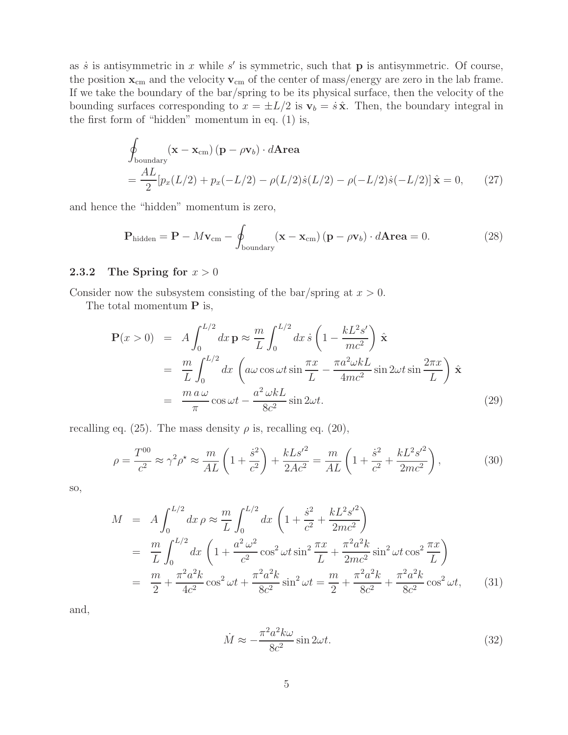as $\dot{s}$ is antisymmetric in $x$ while $s'$ is symmetric, such that $\mathbf{p}$ is antisymmetric. Of course, the position $\mathbf{x}_{\rm cm}$ and the velocity $\mathbf{v}_{\rm cm}$ of the center of mass/energy are zero in the lab frame. If we take the boundary of the bar/spring to be its physical surface, then the velocity of the bounding surfaces corresponding to $x = \pm L/2$ is $\mathbf{v}_b = \dot{s}\,\hat{\mathbf{x}}$. Then, the boundary integral in the first form of "hidden" momentum in eq. (1) is,

$$
\begin{aligned}
&\oint_{\rm boundary} (\mathbf{x} - \mathbf{x}_{\rm cm})\,(\mathbf{p} - \rho\mathbf{v}_b) \cdot d\mathbf{Area} \\
&= \frac{AL}{2}[p_x(L/2) + p_x(-L/2) - \rho(L/2)\dot{s}(L/2) - \rho(-L/2)\dot{s}(-L/2)]\,\hat{\mathbf{x}} = 0, \qquad (27)
\end{aligned}
$$

and hence the "hidden" momentum is zero,

$$
\mathbf{P}_{\rm hidden} = \mathbf{P} - M\mathbf{v}_{\rm cm} - \oint_{\rm boundary} (\mathbf{x} - \mathbf{x}_{\rm cm})\,(\mathbf{p} - \rho\mathbf{v}_b) \cdot d\mathbf{Area} = 0. \qquad (28)
$$

### 2.3.2 The Spring for $x > 0$

Consider now the subsystem consisting of the bar/spring at $x > 0$.

The total momentum $\mathbf{P}$ is,

$$
\begin{aligned}
\mathbf{P}(x > 0) &= A\int_0^{L/2} dx\,\mathbf{p} \approx \frac{m}{L}\int_0^{L/2} dx\,\dot{s}\left(1 - \frac{kL^2 s'}{mc^2}\right)\hat{\mathbf{x}} \\
&= \frac{m}{L}\int_0^{L/2} dx\,\left(a\omega\cos\omega t\sin\frac{\pi x}{L} - \frac{\pi a^2\omega kL}{4mc^2}\sin 2\omega t\sin\frac{2\pi x}{L}\right)\hat{\mathbf{x}} \\
&= \frac{m\,a\,\omega}{\pi}\cos\omega t - \frac{a^2\,\omega kL}{8c^2}\sin 2\omega t. \qquad (29)
\end{aligned}
$$

recalling eq. (25). The mass density $\rho$ is, recalling eq. (20),

$$
\rho = \frac{T^{00}}{c^2} \approx \gamma^2\rho^\star \approx \frac{m}{AL}\left(1 + \frac{\dot{s}^2}{c^2}\right) + \frac{kLs'^2}{2Ac^2} = \frac{m}{AL}\left(1 + \frac{\dot{s}^2}{c^2} + \frac{kL^2 s'^2}{2mc^2}\right), \qquad (30)
$$

so,

$$
\begin{aligned}
M &= A\int_0^{L/2} dx\,\rho \approx \frac{m}{L}\int_0^{L/2} dx\,\left(1 + \frac{\dot{s}^2}{c^2} + \frac{kL^2 s'^2}{2mc^2}\right) \\
&= \frac{m}{L}\int_0^{L/2} dx\,\left(1 + \frac{a^2\,\omega^2}{c^2}\cos^2\omega t\sin^2\frac{\pi x}{L} + \frac{\pi^2 a^2 k}{2mc^2}\sin^2\omega t\cos^2\frac{\pi x}{L}\right) \\
&= \frac{m}{2} + \frac{\pi^2 a^2 k}{4c^2}\cos^2\omega t + \frac{\pi^2 a^2 k}{8c^2}\sin^2\omega t = \frac{m}{2} + \frac{\pi^2 a^2 k}{8c^2} + \frac{\pi^2 a^2 k}{8c^2}\cos^2\omega t, \qquad (31)
\end{aligned}
$$

and,

$$
\dot{M} \approx -\frac{\pi^2 a^2 k\omega}{8c^2}\sin 2\omega t. \qquad (32)
$$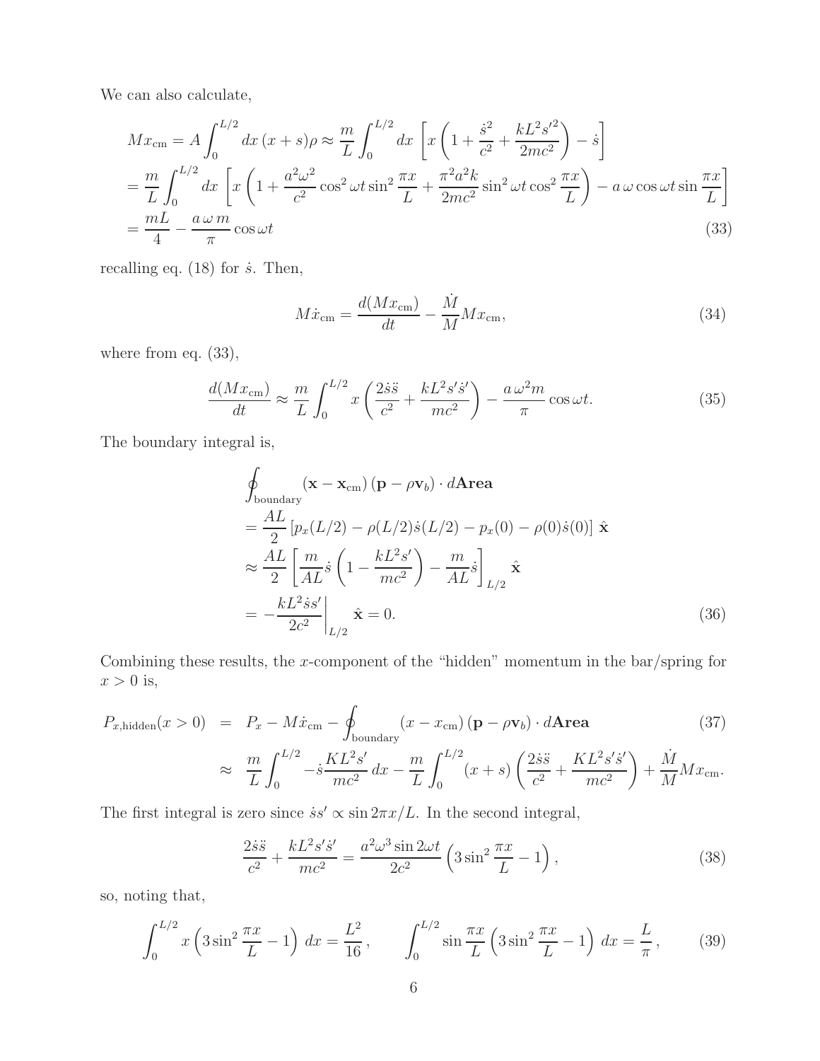We can also calculate,

$$
\begin{aligned}
Mx_{\rm cm} &= A\int_0^{L/2} dx\,(x+s)\rho \approx \frac{m}{L}\int_0^{L/2} dx\,\left[x\left(1+\frac{\dot{s}^2}{c^2}+\frac{kL^2 s'^2}{2mc^2}\right)-\dot{s}\right] \\
&= \frac{m}{L}\int_0^{L/2} dx\,\left[x\left(1+\frac{a^2\omega^2}{c^2}\cos^2\omega t\sin^2\frac{\pi x}{L}+\frac{\pi^2 a^2 k}{2mc^2}\sin^2\omega t\cos^2\frac{\pi x}{L}\right)-a\,\omega\cos\omega t\sin\frac{\pi x}{L}\right] \\
&= \frac{mL}{4}-\frac{a\,\omega\, m}{\pi}\cos\omega t
\end{aligned}
\tag{33}
$$

recalling eq. (18) for $\dot{s}$. Then,

$$
M\dot{x}_{\rm cm} = \frac{d(Mx_{\rm cm})}{dt} - \frac{\dot{M}}{M}Mx_{\rm cm}, \tag{34}
$$

where from eq. (33),

$$
\frac{d(Mx_{\rm cm})}{dt} \approx \frac{m}{L}\int_0^{L/2} x\left(\frac{2\dot{s}\ddot{s}}{c^2}+\frac{kL^2 s'\dot{s}'}{mc^2}\right) - \frac{a\,\omega^2 m}{\pi}\cos\omega t. \tag{35}
$$

The boundary integral is,

$$
\begin{aligned}
&\oint_{\rm boundary} (\mathbf{x}-\mathbf{x}_{\rm cm})\,(\mathbf{p}-\rho\mathbf{v}_b)\cdot d\mathbf{Area} \\
&= \frac{AL}{2}\left[p_x(L/2)-\rho(L/2)\dot{s}(L/2)-p_x(0)-\rho(0)\dot{s}(0)\right]\,\hat{\mathbf{x}} \\
&\approx \frac{AL}{2}\left[\frac{m}{AL}\dot{s}\left(1-\frac{kL^2 s'}{mc^2}\right)-\frac{m}{AL}\dot{s}\right]_{L/2}\hat{\mathbf{x}} \\
&= -\left.\frac{kL^2\dot{s}s'}{2c^2}\right|_{L/2}\hat{\mathbf{x}} = 0.
\end{aligned}
\tag{36}
$$

Combining these results, the $x$-component of the "hidden" momentum in the bar/spring for $x>0$ is,

$$
\begin{aligned}
P_{x,\rm hidden}(x>0) &= P_x - M\dot{x}_{\rm cm} - \oint_{\rm boundary}(x-x_{\rm cm})\,(\mathbf{p}-\rho\mathbf{v}_b)\cdot d\mathbf{Area} \qquad (37)\\
&\approx \frac{m}{L}\int_0^{L/2} -\dot{s}\frac{KL^2 s'}{mc^2}\,dx - \frac{m}{L}\int_0^{L/2}(x+s)\left(\frac{2\dot{s}\ddot{s}}{c^2}+\frac{KL^2 s'\dot{s}'}{mc^2}\right)+\frac{\dot{M}}{M}Mx_{\rm cm}.
\end{aligned}
$$

The first integral is zero since $\dot{s}s' \propto \sin 2\pi x/L$. In the second integral,

$$
\frac{2\dot{s}\ddot{s}}{c^2}+\frac{kL^2 s'\dot{s}'}{mc^2} = \frac{a^2\omega^3\sin 2\omega t}{2c^2}\left(3\sin^2\frac{\pi x}{L}-1\right), \tag{38}
$$

so, noting that,

$$
\int_0^{L/2} x\left(3\sin^2\frac{\pi x}{L}-1\right)\,dx = \frac{L^2}{16}\,, \qquad \int_0^{L/2}\sin\frac{\pi x}{L}\left(3\sin^2\frac{\pi x}{L}-1\right)\,dx = \frac{L}{\pi}\,, \tag{39}
$$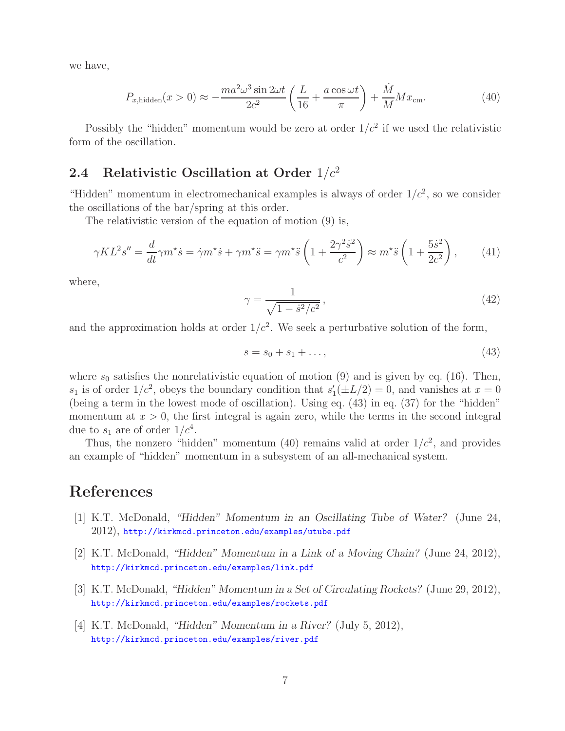we have,

$$
P_{x,\text{hidden}}(x>0) \approx -\frac{ma^2\omega^3 \sin 2\omega t}{2c^2}\left(\frac{L}{16} + \frac{a\cos\omega t}{\pi}\right) + \frac{\dot{M}}{M} M x_{\text{cm}}. \tag{40}
$$

Possibly the "hidden" momentum would be zero at order $1/c^2$ if we used the relativistic form of the oscillation.

## 2.4 Relativistic Oscillation at Order $1/c^2$

"Hidden" momentum in electromechanical examples is always of order $1/c^2$, so we consider the oscillations of the bar/spring at this order.

The relativistic version of the equation of motion (9) is,

$$
\gamma K L^2 s'' = \frac{d}{dt}\gamma m^\star \dot{s} = \dot{\gamma} m^\star \dot{s} + \gamma m^\star \ddot{s} = \gamma m^\star \ddot{s}\left(1 + \frac{2\gamma^2 \dot{s}^2}{c^2}\right) \approx m^\star \ddot{s}\left(1 + \frac{5\dot{s}^2}{2c^2}\right), \tag{41}
$$

where,

$$
\gamma = \frac{1}{\sqrt{1 - \dot{s}^2/c^2}}, \tag{42}
$$

and the approximation holds at order $1/c^2$. We seek a perturbative solution of the form,

$$
s = s_0 + s_1 + \ldots, \tag{43}
$$

where $s_0$ satisfies the nonrelativistic equation of motion (9) and is given by eq. (16). Then, $s_1$ is of order $1/c^2$, obeys the boundary condition that $s_1'(\pm L/2) = 0$, and vanishes at $x = 0$ (being a term in the lowest mode of oscillation). Using eq. (43) in eq. (37) for the "hidden" momentum at $x > 0$, the first integral is again zero, while the terms in the second integral due to $s_1$ are of order $1/c^4$.

Thus, the nonzero "hidden" momentum (40) remains valid at order $1/c^2$, and provides an example of "hidden" momentum in a subsystem of an all-mechanical system.

# References

[1] K.T. McDonald, *"Hidden" Momentum in an Oscillating Tube of Water?* (June 24, 2012), http://kirkmcd.princeton.edu/examples/utube.pdf

[2] K.T. McDonald, *"Hidden" Momentum in a Link of a Moving Chain?* (June 24, 2012), http://kirkmcd.princeton.edu/examples/link.pdf

[3] K.T. McDonald, *"Hidden" Momentum in a Set of Circulating Rockets?* (June 29, 2012), http://kirkmcd.princeton.edu/examples/rockets.pdf

[4] K.T. McDonald, *"Hidden" Momentum in a River?* (July 5, 2012), http://kirkmcd.princeton.edu/examples/river.pdf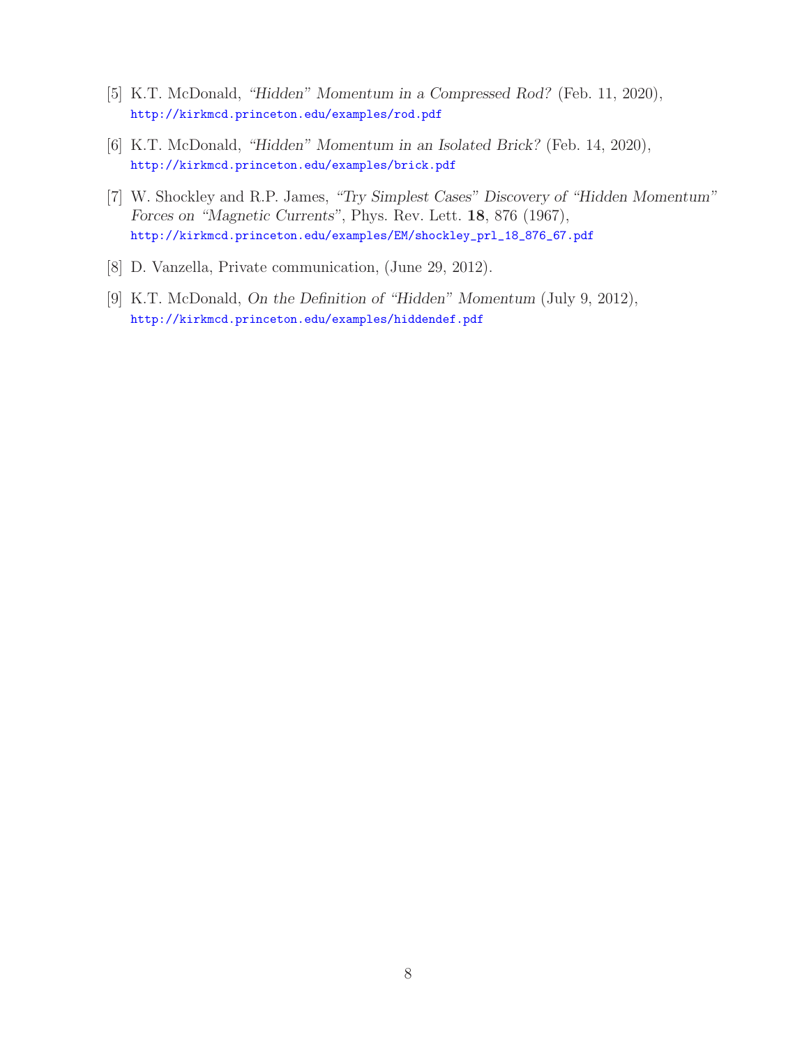[5] K.T. McDonald, *"Hidden" Momentum in a Compressed Rod?* (Feb. 11, 2020),
http://kirkmcd.princeton.edu/examples/rod.pdf

[6] K.T. McDonald, *"Hidden" Momentum in an Isolated Brick?* (Feb. 14, 2020),
http://kirkmcd.princeton.edu/examples/brick.pdf

[7] W. Shockley and R.P. James, *"Try Simplest Cases" Discovery of "Hidden Momentum" Forces on "Magnetic Currents"*, Phys. Rev. Lett. **18**, 876 (1967),
http://kirkmcd.princeton.edu/examples/EM/shockley_prl_18_876_67.pdf

[8] D. Vanzella, Private communication, (June 29, 2012).

[9] K.T. McDonald, *On the Definition of "Hidden" Momentum* (July 9, 2012),
http://kirkmcd.princeton.edu/examples/hiddendef.pdf